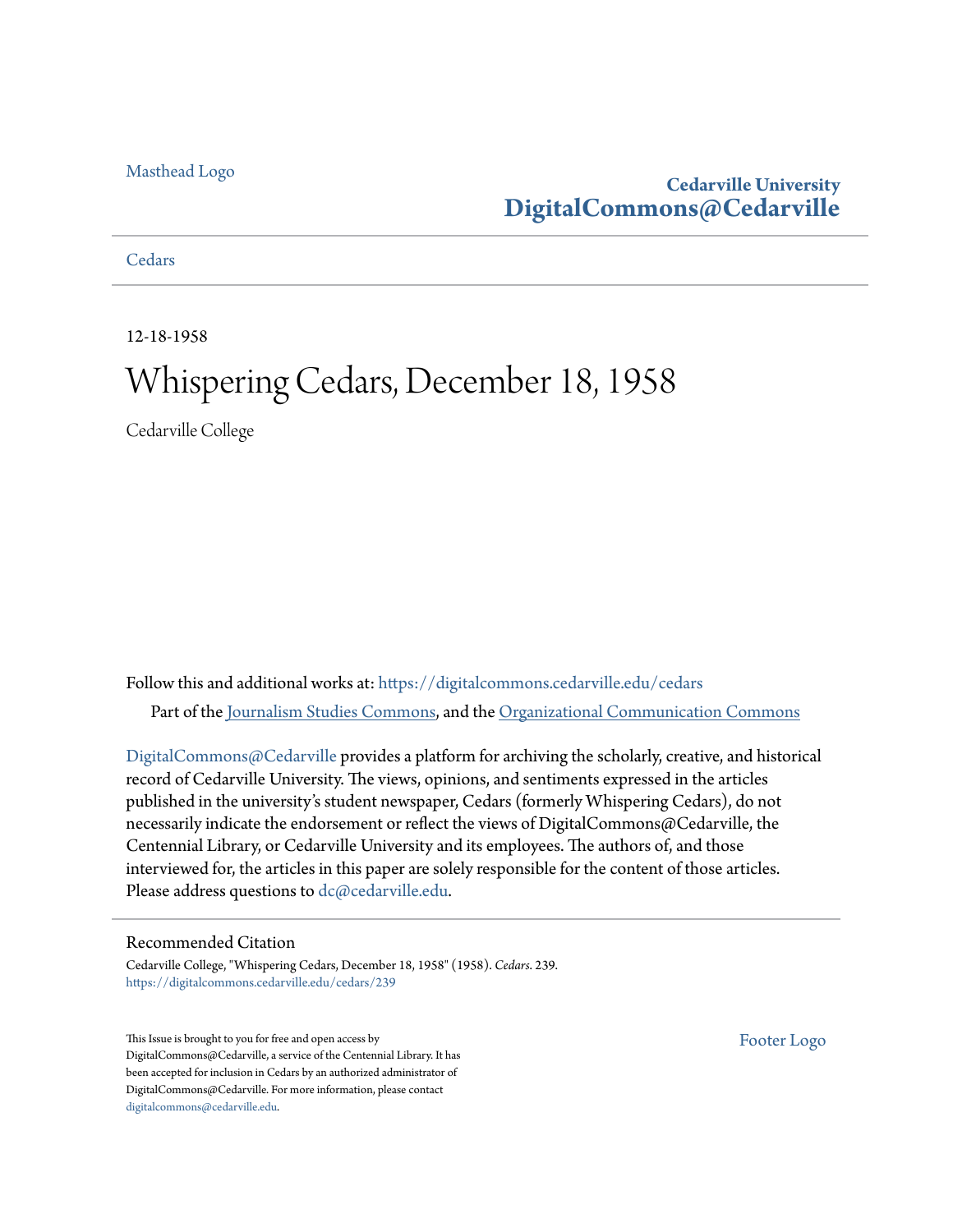Masthead Logo

**Cedarville University**
**DigitalCommons@Cedarville**

Cedars

12-18-1958

# Whispering Cedars, December 18, 1958

Cedarville College

Follow this and additional works at: https://digitalcommons.cedarville.edu/cedars

Part of the Journalism Studies Commons, and the Organizational Communication Commons

DigitalCommons@Cedarville provides a platform for archiving the scholarly, creative, and historical record of Cedarville University. The views, opinions, and sentiments expressed in the articles published in the university's student newspaper, Cedars (formerly Whispering Cedars), do not necessarily indicate the endorsement or reflect the views of DigitalCommons@Cedarville, the Centennial Library, or Cedarville University and its employees. The authors of, and those interviewed for, the articles in this paper are solely responsible for the content of those articles. Please address questions to dc@cedarville.edu.

## Recommended Citation

Cedarville College, "Whispering Cedars, December 18, 1958" (1958). *Cedars*. 239.
https://digitalcommons.cedarville.edu/cedars/239

This Issue is brought to you for free and open access by DigitalCommons@Cedarville, a service of the Centennial Library. It has been accepted for inclusion in Cedars by an authorized administrator of DigitalCommons@Cedarville. For more information, please contact digitalcommons@cedarville.edu.

Footer Logo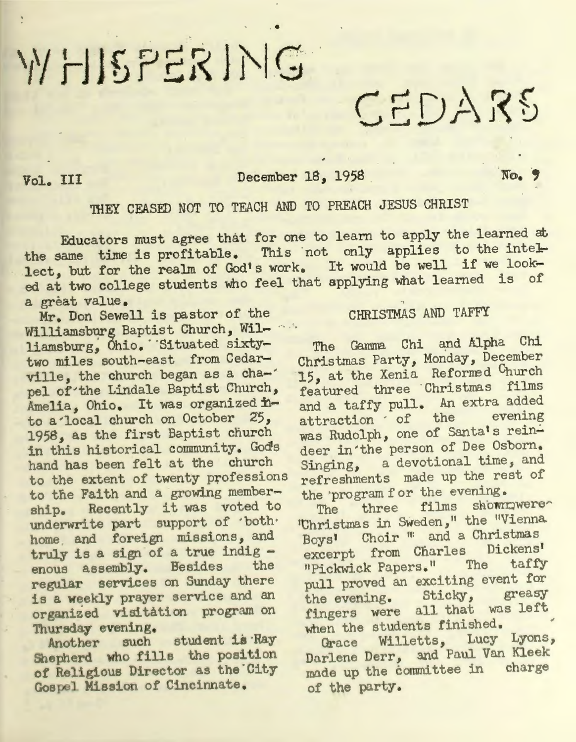# WHISPERING CEDARS

Vol. III December 18, 1958 No. 9

## THEY CEASED NOT TO TEACH AND TO PREACH JESUS CHRIST

Educators must agree that for one to learn to apply the learned at the same time is profitable. This not only applies to the intellect, but for the realm of God's work. It would be well if we looked at two college students who feel that applying what learned is of a great value.

Mr. Don Sewell is pastor of the Williamsburg Baptist Church, Williamsburg, Ohio. Situated sixty-two miles south-east from Cedarville, the church began as a chapel of the Lindale Baptist Church, Amelia, Ohio. It was organized into a local church on October 25, 1958, as the first Baptist church in this historical community. God's hand has been felt at the church to the extent of twenty professions to the Faith and a growing membership. Recently it was voted to underwrite part support of both home and foreign missions, and truly is a sign of a true indigenous assembly. Besides the regular services on Sunday there is a weekly prayer service and an organized visitation program on Thursday evening.

Another such student is Ray Shepherd who fills the position of Religious Director as the City Gospel Mission of Cincinnate.

## CHRISTMAS AND TAFFY

The Gamma Chi and Alpha Chi Christmas Party, Monday, December 15, at the Xenia Reformed Church featured three Christmas films and a taffy pull. An extra added attraction of the evening was Rudolph, one of Santa's reindeer in the person of Dee Osborn. Singing, a devotional time, and refreshments made up the rest of the program for the evening.

The three films shown were "Christmas in Sweden," the "Vienna Boys' Choir " and a Christmas excerpt from Charles Dickens' "Pickwick Papers." The taffy pull proved an exciting event for the evening. Sticky, greasy fingers were all that was left when the students finished.

Grace Willetts, Lucy Lyons, Darlene Derr, and Paul Van Kleek made up the committee in charge of the party.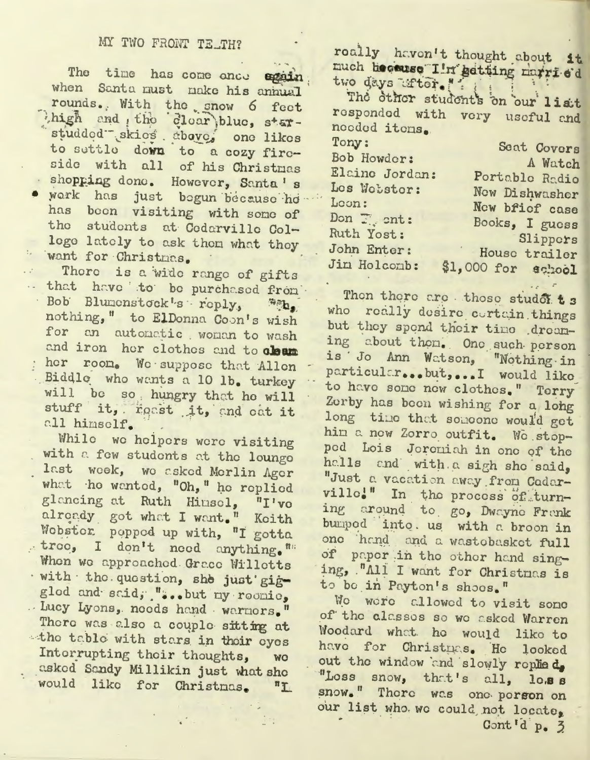## MY TWO FRONT TEETH?

The time has come once again when Santa must make his annual rounds. With the snow 6 feet high and the clear blue, star-studded skies above, one likes to settle down to a cozy fireside with all of his Christmas shopping done. However, Santa's work has just begun because he has been visiting with some of the students at Cedarville College lately to ask them what they want for Christmas.

There is a wide range of gifts that have to be purchased from Bob Blumenstock's reply, "Nah, nothing," to ElDonna Coon's wish for an automatic woman to wash and iron her clothes and to clean her room. We suppose that Allen Biddle who wants a 10 lb. turkey will be so hungry that he will stuff it, roast it, and eat it all himself.

While we helpers were visiting with a few students at the lounge last week, we asked Merlin Ager what he wanted, "Oh," he replied glancing at Ruth Hinsel, "I've already got what I want." Keith Webster popped up with, "I gotta tree, I don't need anything." When we approached Grace Willetts with the question, she just giggled and said, "...but my roomie, Lucy Lyons, needs hand warmers." There was also a couple sitting at the table with stars in their eyes Interrupting their thoughts, we asked Sandy Millikin just what she would like for Christmas. "I really haven't thought about it much because I'm getting married two days after."

The other students on our list responded with very useful and needed items.

| | |
|---|---|
| Tony: | Seat Covers |
| Bob Howder: | A Watch |
| Elaine Jordan: | Portable Radio |
| Les Webster: | New Dishwasher |
| Leon: | New brief case |
| Don T. ent: | Books, I guess |
| Ruth Yost: | Slippers |
| John Enter: | House trailer |
| Jim Holcomb: | $1,000 for school |

Then there are those students who really desire certain things but they spend their time dreaming about them. One such person is Jo Ann Watson, "Nothing in particular...but,...I would like to have some new clothes." Terry Zerby has been wishing for a long long time that someone would get him a new Zorro outfit. We stopped Lois Jeremiah in one of the halls and with a sigh she said, "Just a vacation away from Cedarville!" In the process of turning around to go, Dwayne Frank bumped into us with a broom in one hand and a wastebasket full of paper in the other hand singing, "All I want for Christmas is to be in Payton's shoes."

We were allowed to visit some of the classes so we asked Warren Woodard what he would like to have for Christmas. He looked out the window and slowly replied, "Less snow, that's all, less snow." There was one person on our list who we could not locate,

Cont'd p. 3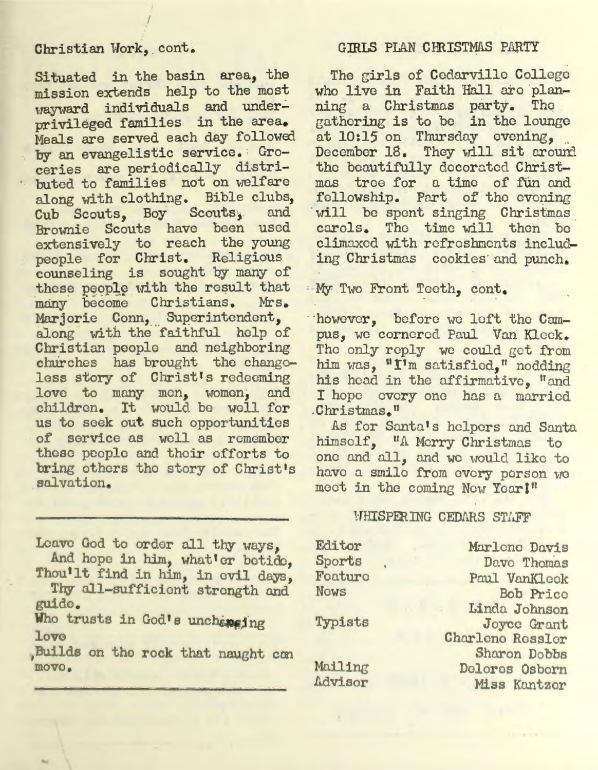Christian Work, cont.

Situated in the basin area, the mission extends help to the most wayward individuals and underprivileged families in the area. Meals are served each day followed by an evangelistic service. Groceries are periodically distributed to families not on welfare along with clothing. Bible clubs, Cub Scouts, Boy Scouts, and Brownie Scouts have been used extensively to reach the young people for Christ. Religious counseling is sought by many of these people with the result that many become Christians. Mrs. Marjorie Conn, Superintendent, along with the faithful help of Christian people and neighboring churches has brought the changeless story of Christ's redeeming love to many men, women, and children. It would be well for us to seek out such opportunities of service as well as remember these people and their efforts to bring others the story of Christ's salvation.

---

Leave God to order all thy ways,
And hope in him, what'er betide,
Thou'lt find in him, in evil days,
Thy all-sufficient strength and guide.
Who trusts in God's unchanging love
Builds on the rock that naught can move.

---

## GIRLS PLAN CHRISTMAS PARTY

The girls of Cedarville College who live in Faith Hall are planning a Christmas party. The gathering is to be in the lounge at 10:15 on Thursday evening, December 18. They will sit around the beautifully decorated Christmas tree for a time of fun and fellowship. Part of the evening will be spent singing Christmas carols. The time will then be climaxed with refreshments including Christmas cookies and punch.

My Two Front Teeth, cont.

however, before we left the Campus, we cornered Paul Van Kleek. The only reply we could get from him was, "I'm satisfied," nodding his head in the affirmative, "and I hope every one has a married Christmas."

As for Santa's helpers and Santa himself, "A Merry Christmas to one and all, and we would like to have a smile from every person we meet in the coming New Year!"

## WHISPERING CEDARS STAFF

| | |
|---|---|
| Editor | Marlene Davis |
| Sports | Dave Thomas |
| Feature | Paul VanKleek |
| News | Bob Price |
| | Linda Johnson |
| Typists | Joyce Grant |
| | Charlene Ressler |
| | Sharon Dobbs |
| Mailing | Dolores Osborn |
| Advisor | Miss Kantzer |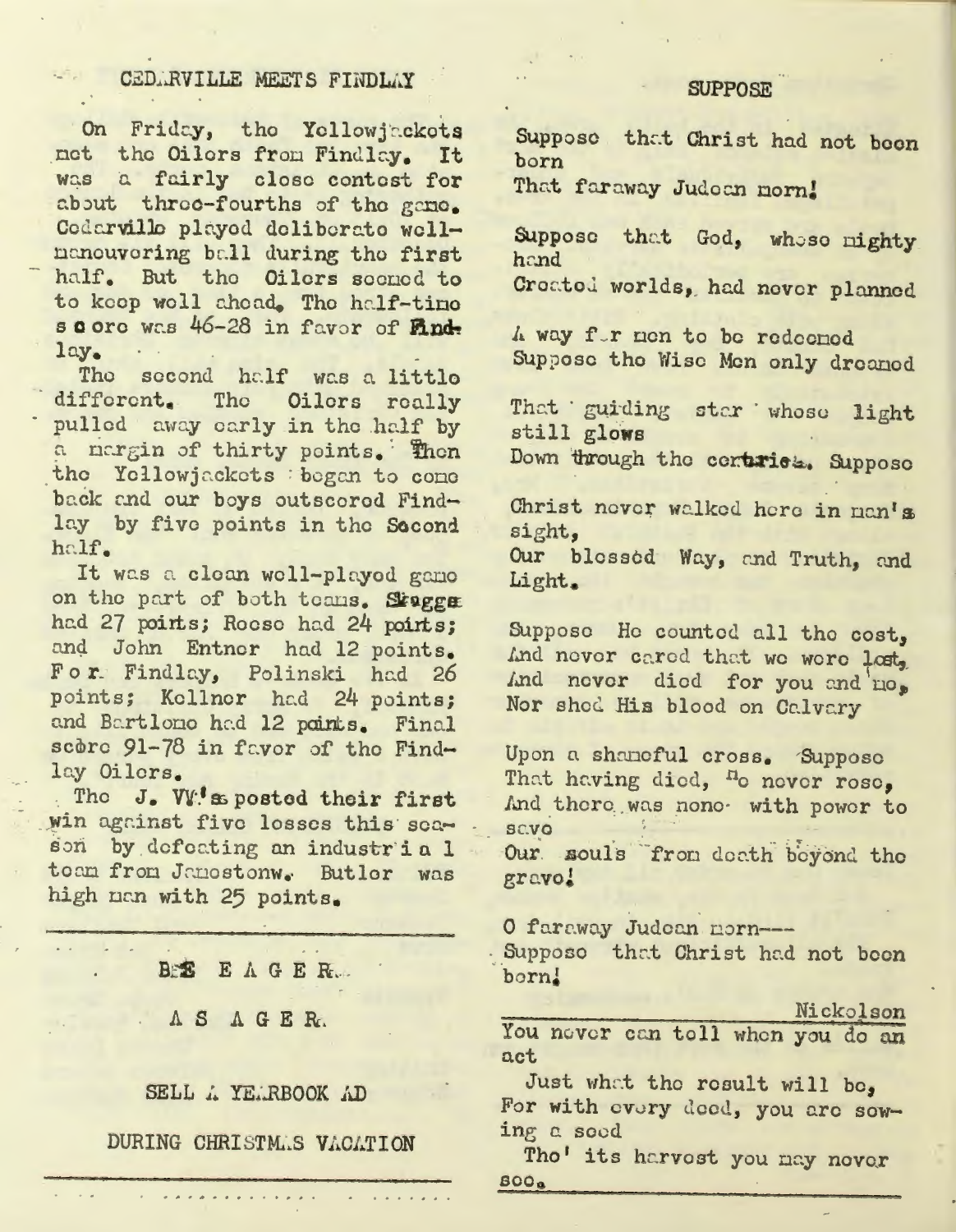## CEDARVILLE MEETS FINDLAY

On Friday, the Yellowjackets met the Oilers from Findlay. It was a fairly close contest for about three-fourths of the game. Cedarville played deliberate well-manouvering ball during the first half. But the Oilers seemed to to keep well ahead. The half-time score was 46-28 in favor of Findlay.

The second half was a little different. The Oilers really pulled away early in the half by a margin of thirty points. Then the Yellowjackets began to come back and our boys outscored Findlay by five points in the Second half.

It was a clean well-played game on the part of both teams. Skaggs had 27 points; Reese had 24 points; and John Entner had 12 points. For Findlay, Polinski had 26 points; Kellner had 24 points; and Bartlone had 12 points. Final score 91-78 in favor of the Findlay Oilers.

The J. V.'s posted their first win against five losses this season by defeating an industrial team from Jamestonw. Butler was high man with 25 points.

---

BE EAGER

AS AGER

SELL A YEARBOOK AD

DURING CHRISTMAS VACATION

---

## SUPPOSE

Suppose that Christ had not been born
That faraway Judean morn!

Suppose that God, whose mighty hand
Created worlds, had never planned

A way for men to be redeemed
Suppose the Wise Men only dreamed

That guiding star whose light still glows
Down through the centuries. Suppose

Christ never walked here in man's sight,
Our blessed Way, and Truth, and Light.

Suppose He counted all the cost,
And never cared that we were lost,
And never died for you and me,
Nor shed His blood on Calvary

Upon a shameful cross. Suppose
That having died, He never rose,
And there was none with power to save
Our souls from death beyond the grave!

O faraway Judean morn---
Suppose that Christ had not been born!

Nickolson

---

You never can tell when you do an act
Just what the result will be,
For with every deed, you are sowing a seed
Tho' its harvest you may never see.